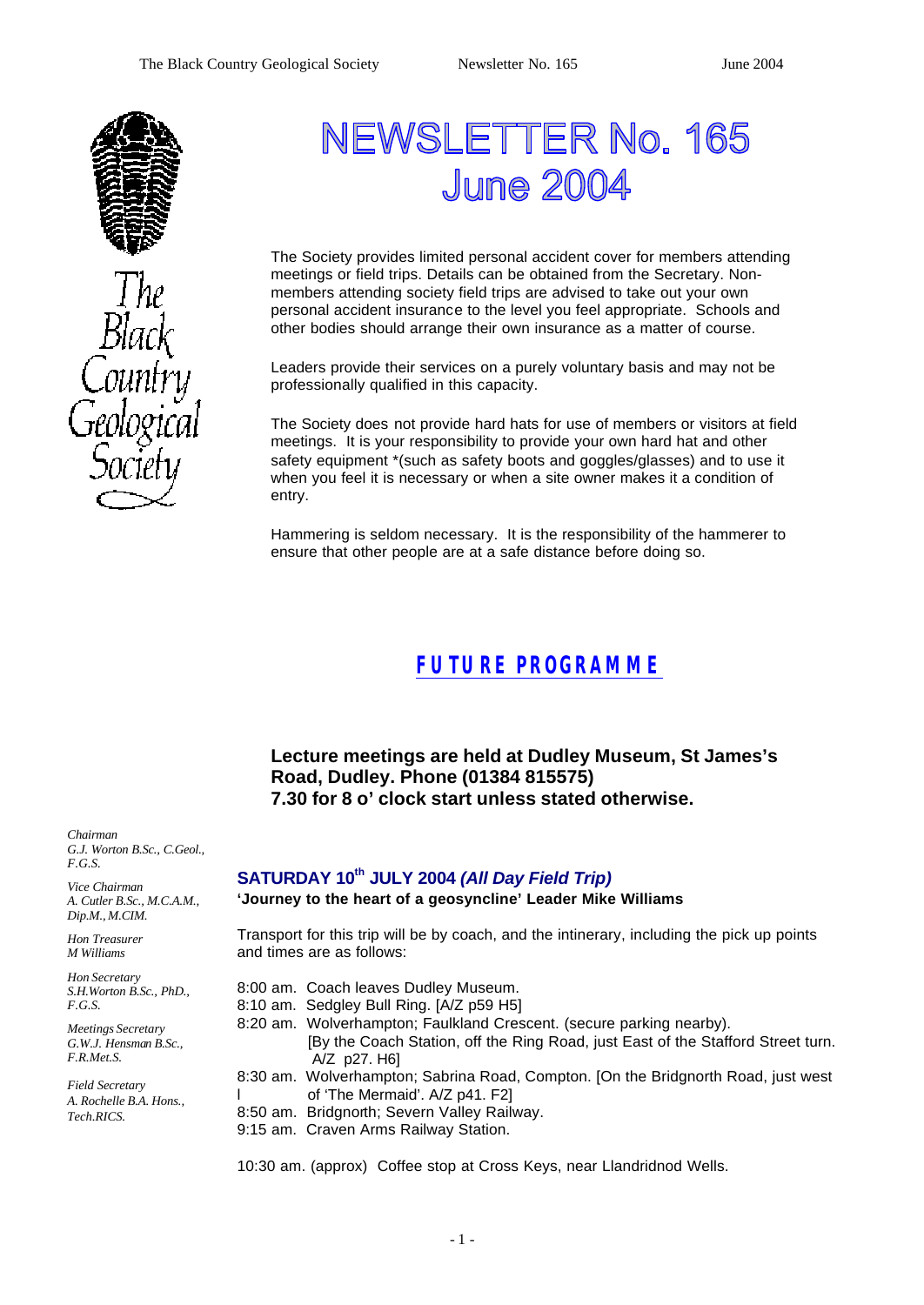# NEWSLETTER No. 165
# June 2004

The Black Country Geological Society

The Society provides limited personal accident cover for members attending meetings or field trips. Details can be obtained from the Secretary. Non-members attending society field trips are advised to take out your own personal accident insurance to the level you feel appropriate. Schools and other bodies should arrange their own insurance as a matter of course.

Leaders provide their services on a purely voluntary basis and may not be professionally qualified in this capacity.

The Society does not provide hard hats for use of members or visitors at field meetings. It is your responsibility to provide your own hard hat and other safety equipment *(such as safety boots and goggles/glasses) and to use it when you feel it is necessary or when a site owner makes it a condition of entry.

Hammering is seldom necessary. It is the responsibility of the hammerer to ensure that other people are at a safe distance before doing so.

## FUTURE PROGRAMME

**Lecture meetings are held at Dudley Museum, St James's Road, Dudley. Phone (01384 815575)**
**7.30 for 8 o' clock start unless stated otherwise.**

*Chairman*
*G.J. Worton B.Sc., C.Geol., F.G.S.*

*Vice Chairman*
*A. Cutler B.Sc., M.C.A.M., Dip.M., M.CIM.*

*Hon Treasurer*
*M Williams*

*Hon Secretary*
*S.H.Worton B.Sc., PhD., F.G.S.*

*Meetings Secretary*
*G.W.J. Hensman B.Sc., F.R.Met.S.*

*Field Secretary*
*A. Rochelle B.A. Hons., Tech.RICS.*

### SATURDAY 10th JULY 2004 *(All Day Field Trip)*

**'Journey to the heart of a geosyncline' Leader Mike Williams**

Transport for this trip will be by coach, and the intinerary, including the pick up points and times are as follows:

8:00 am. Coach leaves Dudley Museum.
8:10 am. Sedgley Bull Ring. [A/Z p59 H5]
8:20 am. Wolverhampton; Faulkland Crescent. (secure parking nearby).
[By the Coach Station, off the Ring Road, just East of the Stafford Street turn. A/Z p27. H6]
8:30 am. Wolverhampton; Sabrina Road, Compton. [On the Bridgnorth Road, just west of 'The Mermaid'. A/Z p41. F2]
8:50 am. Bridgnorth; Severn Valley Railway.
9:15 am. Craven Arms Railway Station.

10:30 am. (approx) Coffee stop at Cross Keys, near Llandridnod Wells.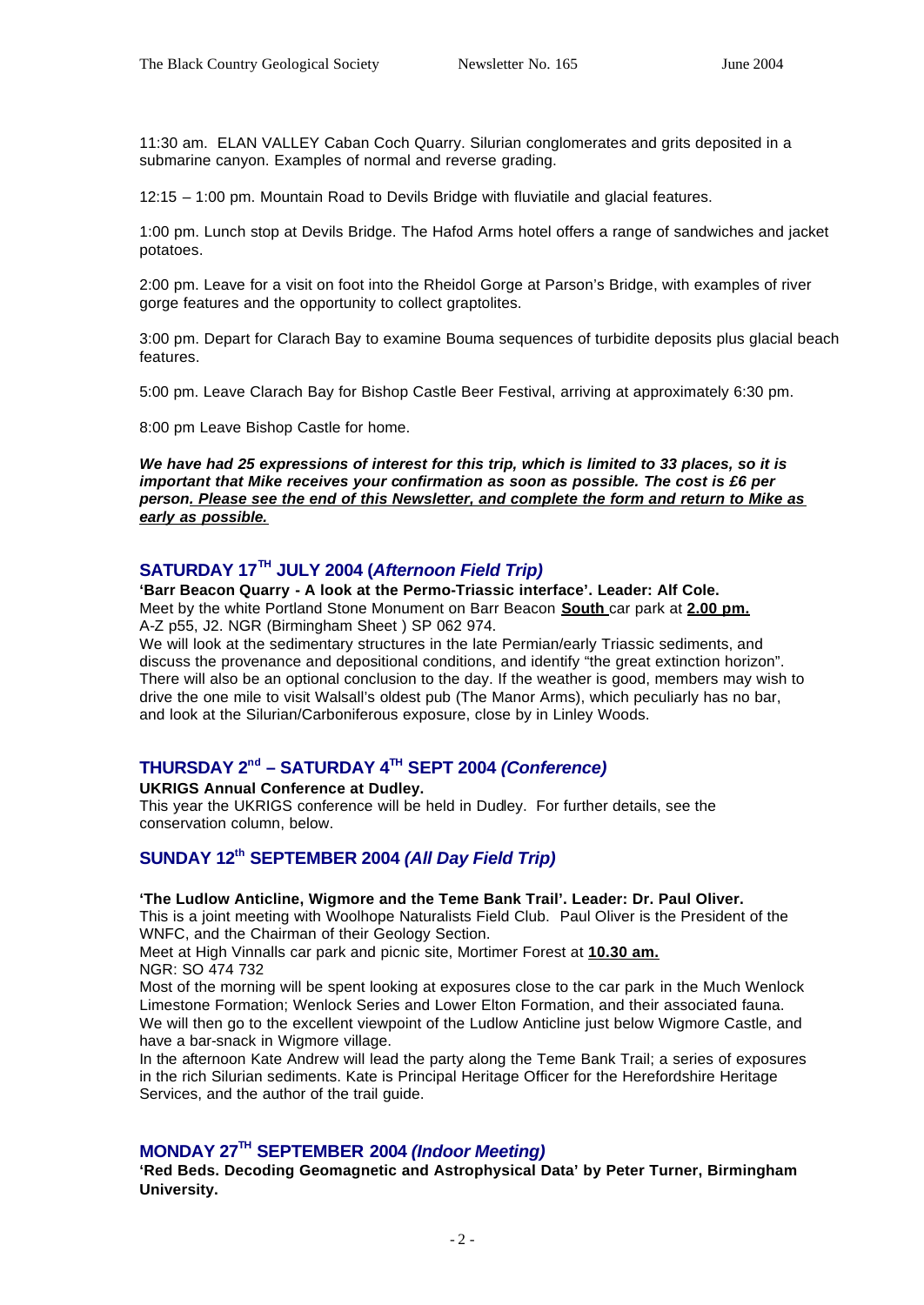11:30 am. ELAN VALLEY Caban Coch Quarry. Silurian conglomerates and grits deposited in a submarine canyon. Examples of normal and reverse grading.

12:15 – 1:00 pm. Mountain Road to Devils Bridge with fluviatile and glacial features.

1:00 pm. Lunch stop at Devils Bridge. The Hafod Arms hotel offers a range of sandwiches and jacket potatoes.

2:00 pm. Leave for a visit on foot into the Rheidol Gorge at Parson's Bridge, with examples of river gorge features and the opportunity to collect graptolites.

3:00 pm. Depart for Clarach Bay to examine Bouma sequences of turbidite deposits plus glacial beach features.

5:00 pm. Leave Clarach Bay for Bishop Castle Beer Festival, arriving at approximately 6:30 pm.

8:00 pm Leave Bishop Castle for home.

***We have had 25 expressions of interest for this trip, which is limited to 33 places, so it is important that Mike receives your confirmation as soon as possible. The cost is £6 per person. Please see the end of this Newsletter, and complete the form and return to Mike as early as possible.***

## SATURDAY 17TH JULY 2004 (*Afternoon Field Trip)*

**'Barr Beacon Quarry - A look at the Permo-Triassic interface'. Leader: Alf Cole.**
Meet by the white Portland Stone Monument on Barr Beacon **South** car park at **2.00 pm.**
A-Z p55, J2. NGR (Birmingham Sheet ) SP 062 974.
We will look at the sedimentary structures in the late Permian/early Triassic sediments, and discuss the provenance and depositional conditions, and identify "the great extinction horizon". There will also be an optional conclusion to the day. If the weather is good, members may wish to drive the one mile to visit Walsall's oldest pub (The Manor Arms), which peculiarly has no bar, and look at the Silurian/Carboniferous exposure, close by in Linley Woods.

## THURSDAY 2nd – SATURDAY 4TH SEPT 2004 *(Conference)*

**UKRIGS Annual Conference at Dudley.**
This year the UKRIGS conference will be held in Dudley. For further details, see the conservation column, below.

## SUNDAY 12th SEPTEMBER 2004 *(All Day Field Trip)*

**'The Ludlow Anticline, Wigmore and the Teme Bank Trail'. Leader: Dr. Paul Oliver.**
This is a joint meeting with Woolhope Naturalists Field Club. Paul Oliver is the President of the WNFC, and the Chairman of their Geology Section.
Meet at High Vinnalls car park and picnic site, Mortimer Forest at **10.30 am.**
NGR: SO 474 732
Most of the morning will be spent looking at exposures close to the car park in the Much Wenlock Limestone Formation; Wenlock Series and Lower Elton Formation, and their associated fauna. We will then go to the excellent viewpoint of the Ludlow Anticline just below Wigmore Castle, and have a bar-snack in Wigmore village.
In the afternoon Kate Andrew will lead the party along the Teme Bank Trail; a series of exposures in the rich Silurian sediments. Kate is Principal Heritage Officer for the Herefordshire Heritage Services, and the author of the trail guide.

## MONDAY 27TH SEPTEMBER 2004 *(Indoor Meeting)*

**'Red Beds. Decoding Geomagnetic and Astrophysical Data' by Peter Turner, Birmingham University.**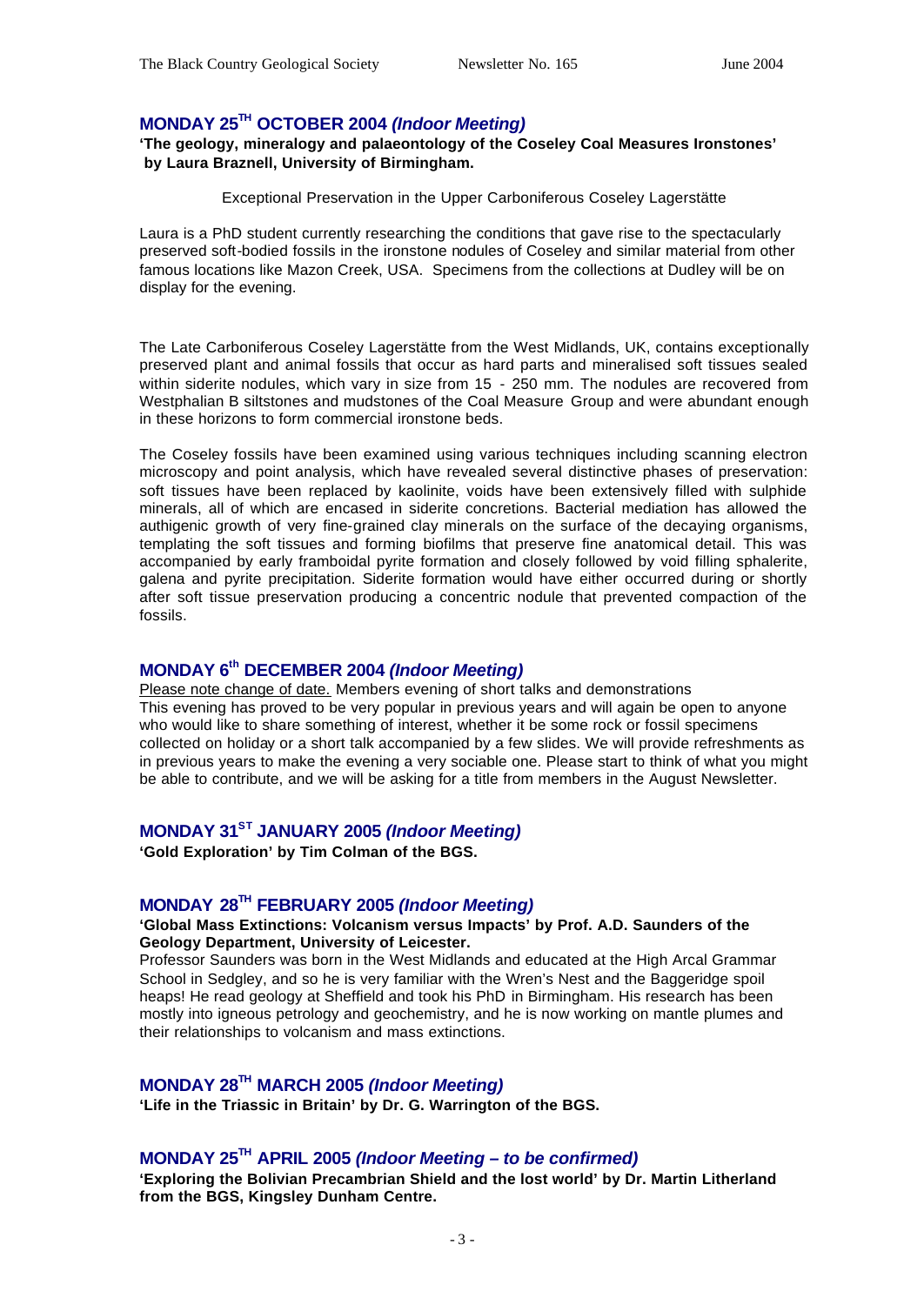## MONDAY 25TH OCTOBER 2004 *(Indoor Meeting)*

**'The geology, mineralogy and palaeontology of the Coseley Coal Measures Ironstones' by Laura Braznell, University of Birmingham.**

Exceptional Preservation in the Upper Carboniferous Coseley Lagerstätte

Laura is a PhD student currently researching the conditions that gave rise to the spectacularly preserved soft-bodied fossils in the ironstone nodules of Coseley and similar material from other famous locations like Mazon Creek, USA. Specimens from the collections at Dudley will be on display for the evening.

The Late Carboniferous Coseley Lagerstätte from the West Midlands, UK, contains exceptionally preserved plant and animal fossils that occur as hard parts and mineralised soft tissues sealed within siderite nodules, which vary in size from 15 - 250 mm. The nodules are recovered from Westphalian B siltstones and mudstones of the Coal Measure Group and were abundant enough in these horizons to form commercial ironstone beds.

The Coseley fossils have been examined using various techniques including scanning electron microscopy and point analysis, which have revealed several distinctive phases of preservation: soft tissues have been replaced by kaolinite, voids have been extensively filled with sulphide minerals, all of which are encased in siderite concretions. Bacterial mediation has allowed the authigenic growth of very fine-grained clay minerals on the surface of the decaying organisms, templating the soft tissues and forming biofilms that preserve fine anatomical detail. This was accompanied by early framboidal pyrite formation and closely followed by void filling sphalerite, galena and pyrite precipitation. Siderite formation would have either occurred during or shortly after soft tissue preservation producing a concentric nodule that prevented compaction of the fossils.

## MONDAY 6th DECEMBER 2004 *(Indoor Meeting)*

Please note change of date. Members evening of short talks and demonstrations
This evening has proved to be very popular in previous years and will again be open to anyone who would like to share something of interest, whether it be some rock or fossil specimens collected on holiday or a short talk accompanied by a few slides. We will provide refreshments as in previous years to make the evening a very sociable one. Please start to think of what you might be able to contribute, and we will be asking for a title from members in the August Newsletter.

## MONDAY 31ST JANUARY 2005 *(Indoor Meeting)*

**'Gold Exploration' by Tim Colman of the BGS.**

## MONDAY 28TH FEBRUARY 2005 *(Indoor Meeting)*

**'Global Mass Extinctions: Volcanism versus Impacts' by Prof. A.D. Saunders of the Geology Department, University of Leicester.**

Professor Saunders was born in the West Midlands and educated at the High Arcal Grammar School in Sedgley, and so he is very familiar with the Wren's Nest and the Baggeridge spoil heaps! He read geology at Sheffield and took his PhD in Birmingham. His research has been mostly into igneous petrology and geochemistry, and he is now working on mantle plumes and their relationships to volcanism and mass extinctions.

## MONDAY 28TH MARCH 2005 *(Indoor Meeting)*

**'Life in the Triassic in Britain' by Dr. G. Warrington of the BGS.**

## MONDAY 25TH APRIL 2005 *(Indoor Meeting – to be confirmed)*

**'Exploring the Bolivian Precambrian Shield and the lost world' by Dr. Martin Litherland from the BGS, Kingsley Dunham Centre.**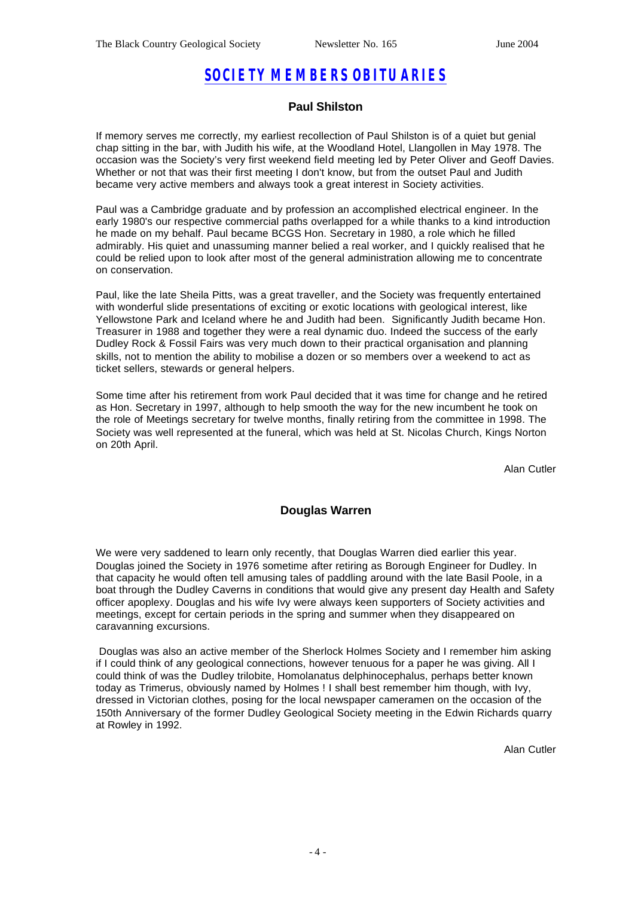# SOCIETY MEMBERS OBITUARIES

## Paul Shilston

If memory serves me correctly, my earliest recollection of Paul Shilston is of a quiet but genial chap sitting in the bar, with Judith his wife, at the Woodland Hotel, Llangollen in May 1978. The occasion was the Society's very first weekend field meeting led by Peter Oliver and Geoff Davies. Whether or not that was their first meeting I don't know, but from the outset Paul and Judith became very active members and always took a great interest in Society activities.

Paul was a Cambridge graduate and by profession an accomplished electrical engineer. In the early 1980's our respective commercial paths overlapped for a while thanks to a kind introduction he made on my behalf. Paul became BCGS Hon. Secretary in 1980, a role which he filled admirably. His quiet and unassuming manner belied a real worker, and I quickly realised that he could be relied upon to look after most of the general administration allowing me to concentrate on conservation.

Paul, like the late Sheila Pitts, was a great traveller, and the Society was frequently entertained with wonderful slide presentations of exciting or exotic locations with geological interest, like Yellowstone Park and Iceland where he and Judith had been. Significantly Judith became Hon. Treasurer in 1988 and together they were a real dynamic duo. Indeed the success of the early Dudley Rock & Fossil Fairs was very much down to their practical organisation and planning skills, not to mention the ability to mobilise a dozen or so members over a weekend to act as ticket sellers, stewards or general helpers.

Some time after his retirement from work Paul decided that it was time for change and he retired as Hon. Secretary in 1997, although to help smooth the way for the new incumbent he took on the role of Meetings secretary for twelve months, finally retiring from the committee in 1998. The Society was well represented at the funeral, which was held at St. Nicolas Church, Kings Norton on 20th April.

Alan Cutler

## Douglas Warren

We were very saddened to learn only recently, that Douglas Warren died earlier this year. Douglas joined the Society in 1976 sometime after retiring as Borough Engineer for Dudley. In that capacity he would often tell amusing tales of paddling around with the late Basil Poole, in a boat through the Dudley Caverns in conditions that would give any present day Health and Safety officer apoplexy. Douglas and his wife Ivy were always keen supporters of Society activities and meetings, except for certain periods in the spring and summer when they disappeared on caravanning excursions.

Douglas was also an active member of the Sherlock Holmes Society and I remember him asking if I could think of any geological connections, however tenuous for a paper he was giving. All I could think of was the Dudley trilobite, Homolanatus delphinocephalus, perhaps better known today as Trimerus, obviously named by Holmes ! I shall best remember him though, with Ivy, dressed in Victorian clothes, posing for the local newspaper cameramen on the occasion of the 150th Anniversary of the former Dudley Geological Society meeting in the Edwin Richards quarry at Rowley in 1992.

Alan Cutler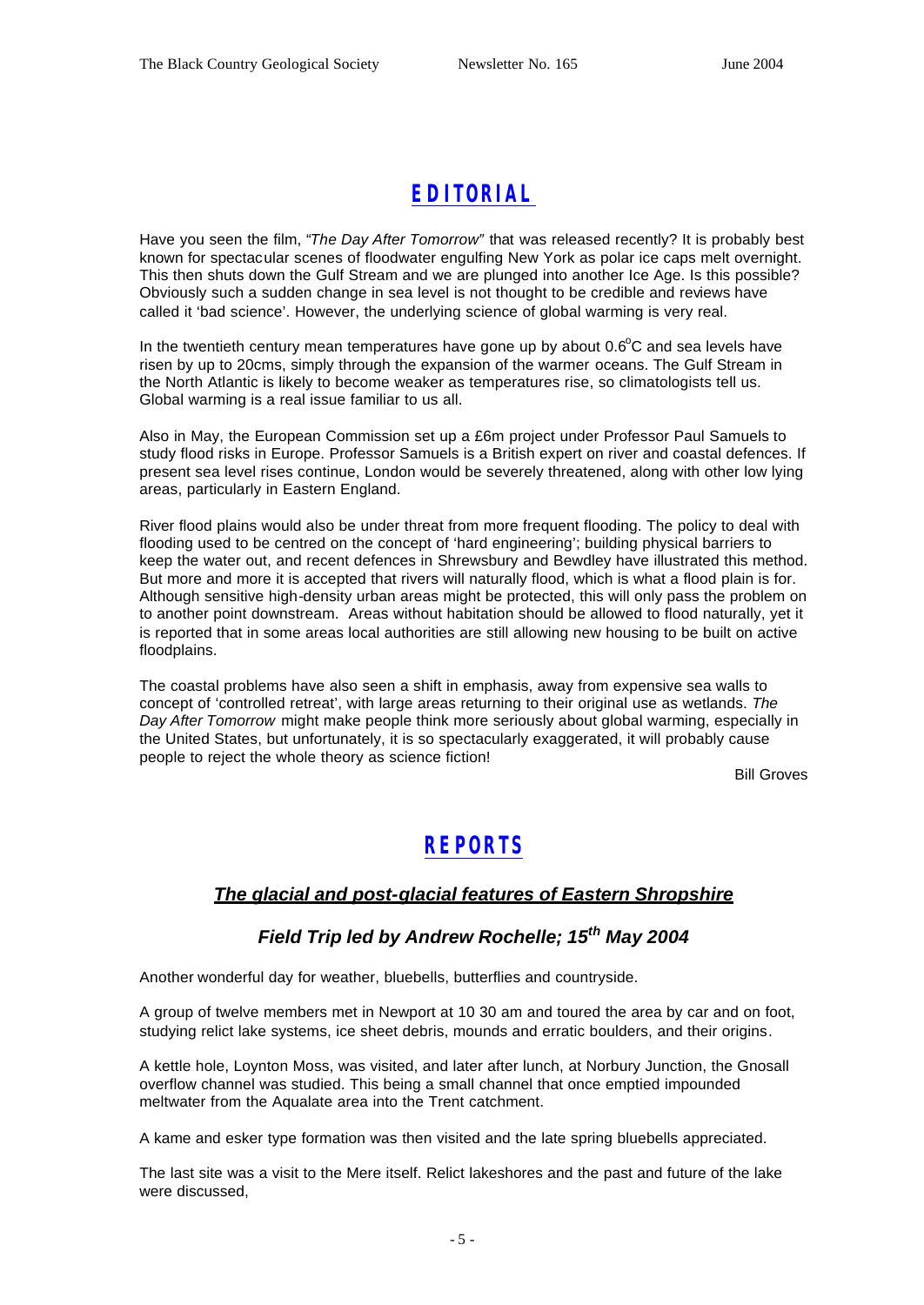# EDITORIAL

Have you seen the film, "*The Day After Tomorrow*" that was released recently? It is probably best known for spectacular scenes of floodwater engulfing New York as polar ice caps melt overnight. This then shuts down the Gulf Stream and we are plunged into another Ice Age. Is this possible? Obviously such a sudden change in sea level is not thought to be credible and reviews have called it 'bad science'. However, the underlying science of global warming is very real.

In the twentieth century mean temperatures have gone up by about 0.6$^{o}$C and sea levels have risen by up to 20cms, simply through the expansion of the warmer oceans. The Gulf Stream in the North Atlantic is likely to become weaker as temperatures rise, so climatologists tell us. Global warming is a real issue familiar to us all.

Also in May, the European Commission set up a £6m project under Professor Paul Samuels to study flood risks in Europe. Professor Samuels is a British expert on river and coastal defences. If present sea level rises continue, London would be severely threatened, along with other low lying areas, particularly in Eastern England.

River flood plains would also be under threat from more frequent flooding. The policy to deal with flooding used to be centred on the concept of 'hard engineering'; building physical barriers to keep the water out, and recent defences in Shrewsbury and Bewdley have illustrated this method. But more and more it is accepted that rivers will naturally flood, which is what a flood plain is for. Although sensitive high-density urban areas might be protected, this will only pass the problem on to another point downstream. Areas without habitation should be allowed to flood naturally, yet it is reported that in some areas local authorities are still allowing new housing to be built on active floodplains.

The coastal problems have also seen a shift in emphasis, away from expensive sea walls to concept of 'controlled retreat', with large areas returning to their original use as wetlands. *The Day After Tomorrow* might make people think more seriously about global warming, especially in the United States, but unfortunately, it is so spectacularly exaggerated, it will probably cause people to reject the whole theory as science fiction!

Bill Groves

# REPORTS

## *The glacial and post-glacial features of Eastern Shropshire*

### *Field Trip led by Andrew Rochelle; 15th May 2004*

Another wonderful day for weather, bluebells, butterflies and countryside.

A group of twelve members met in Newport at 10 30 am and toured the area by car and on foot, studying relict lake systems, ice sheet debris, mounds and erratic boulders, and their origins.

A kettle hole, Loynton Moss, was visited, and later after lunch, at Norbury Junction, the Gnosall overflow channel was studied. This being a small channel that once emptied impounded meltwater from the Aqualate area into the Trent catchment.

A kame and esker type formation was then visited and the late spring bluebells appreciated.

The last site was a visit to the Mere itself. Relict lakeshores and the past and future of the lake were discussed,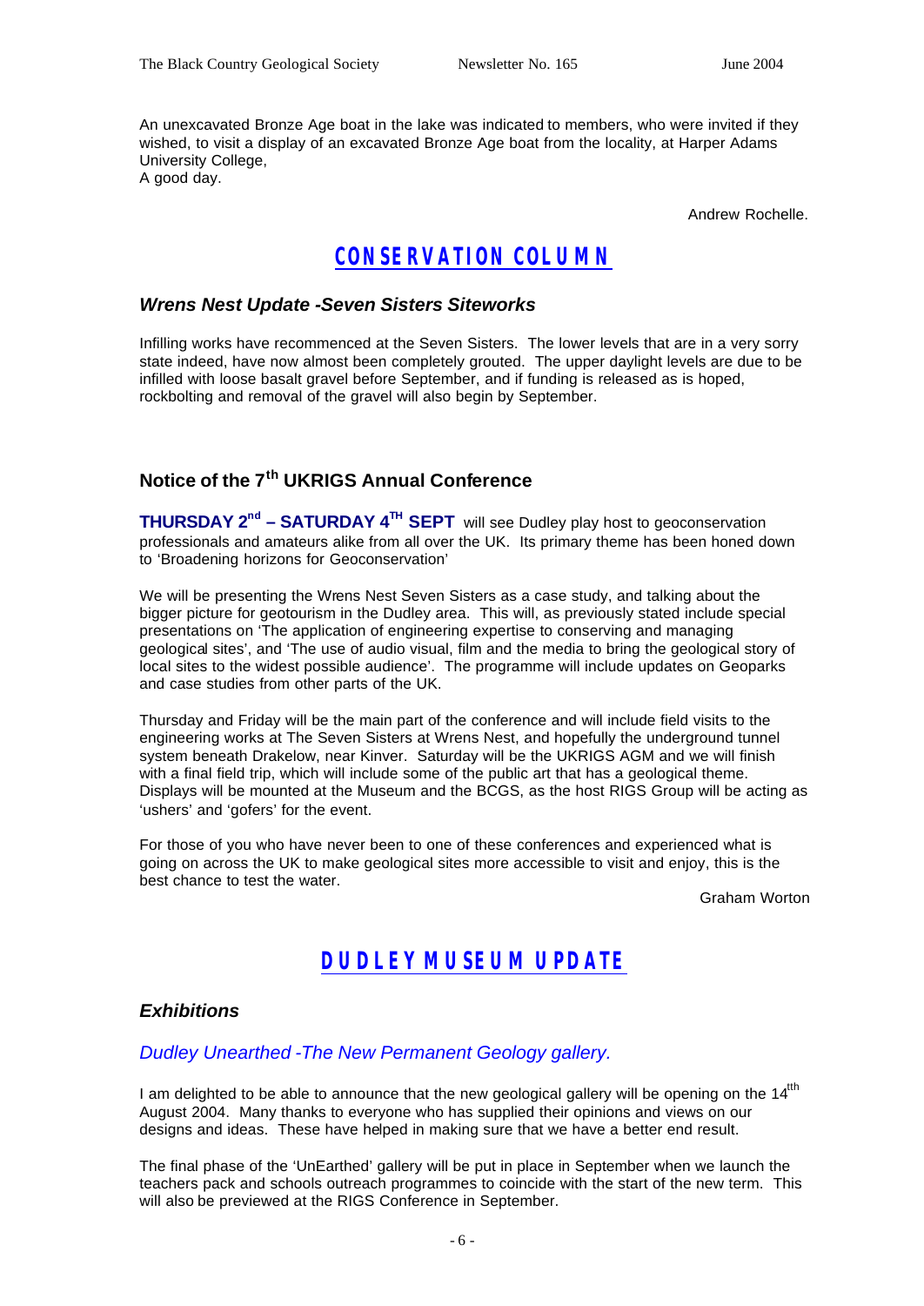An unexcavated Bronze Age boat in the lake was indicated to members, who were invited if they wished, to visit a display of an excavated Bronze Age boat from the locality, at Harper Adams University College,
A good day.

Andrew Rochelle.

## CONSERVATION COLUMN

### *Wrens Nest Update -Seven Sisters Siteworks*

Infilling works have recommenced at the Seven Sisters. The lower levels that are in a very sorry state indeed, have now almost been completely grouted. The upper daylight levels are due to be infilled with loose basalt gravel before September, and if funding is released as is hoped, rockbolting and removal of the gravel will also begin by September.

### Notice of the 7th UKRIGS Annual Conference

**THURSDAY 2nd – SATURDAY 4TH SEPT** will see Dudley play host to geoconservation professionals and amateurs alike from all over the UK. Its primary theme has been honed down to 'Broadening horizons for Geoconservation'

We will be presenting the Wrens Nest Seven Sisters as a case study, and talking about the bigger picture for geotourism in the Dudley area. This will, as previously stated include special presentations on 'The application of engineering expertise to conserving and managing geological sites', and 'The use of audio visual, film and the media to bring the geological story of local sites to the widest possible audience'. The programme will include updates on Geoparks and case studies from other parts of the UK.

Thursday and Friday will be the main part of the conference and will include field visits to the engineering works at The Seven Sisters at Wrens Nest, and hopefully the underground tunnel system beneath Drakelow, near Kinver. Saturday will be the UKRIGS AGM and we will finish with a final field trip, which will include some of the public art that has a geological theme. Displays will be mounted at the Museum and the BCGS, as the host RIGS Group will be acting as 'ushers' and 'gofers' for the event.

For those of you who have never been to one of these conferences and experienced what is going on across the UK to make geological sites more accessible to visit and enjoy, this is the best chance to test the water.

Graham Worton

## DUDLEY MUSEUM UPDATE

### *Exhibitions*

#### *Dudley Unearthed -The New Permanent Geology gallery.*

I am delighted to be able to announce that the new geological gallery will be opening on the 14tth August 2004. Many thanks to everyone who has supplied their opinions and views on our designs and ideas. These have helped in making sure that we have a better end result.

The final phase of the 'UnEarthed' gallery will be put in place in September when we launch the teachers pack and schools outreach programmes to coincide with the start of the new term. This will also be previewed at the RIGS Conference in September.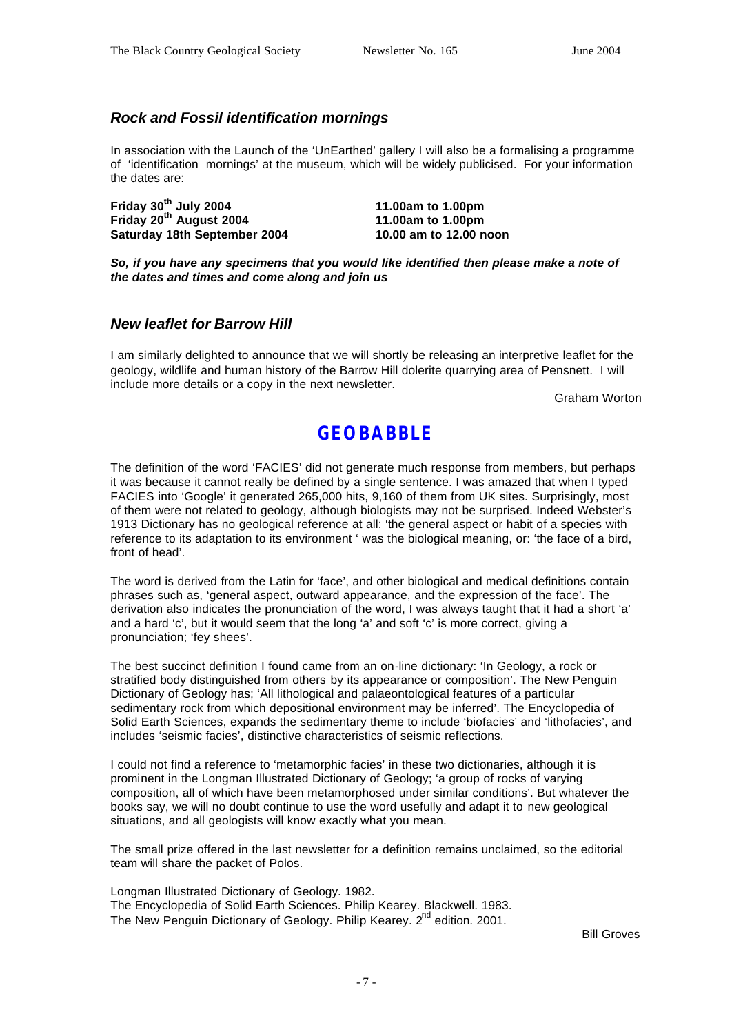### *Rock and Fossil identification mornings*

In association with the Launch of the 'UnEarthed' gallery I will also be a formalising a programme of 'identification mornings' at the museum, which will be widely publicised. For your information the dates are:

| | |
|---|---|
| **Friday 30th July 2004** | **11.00am to 1.00pm** |
| **Friday 20th August 2004** | **11.00am to 1.00pm** |
| **Saturday 18th September 2004** | **10.00 am to 12.00 noon** |

***So, if you have any specimens that you would like identified then please make a note of the dates and times and come along and join us***

### *New leaflet for Barrow Hill*

I am similarly delighted to announce that we will shortly be releasing an interpretive leaflet for the geology, wildlife and human history of the Barrow Hill dolerite quarrying area of Pensnett. I will include more details or a copy in the next newsletter.

Graham Worton

## GEOBABBLE

The definition of the word 'FACIES' did not generate much response from members, but perhaps it was because it cannot really be defined by a single sentence. I was amazed that when I typed FACIES into 'Google' it generated 265,000 hits, 9,160 of them from UK sites. Surprisingly, most of them were not related to geology, although biologists may not be surprised. Indeed Webster's 1913 Dictionary has no geological reference at all: 'the general aspect or habit of a species with reference to its adaptation to its environment ' was the biological meaning, or: 'the face of a bird, front of head'.

The word is derived from the Latin for 'face', and other biological and medical definitions contain phrases such as, 'general aspect, outward appearance, and the expression of the face'. The derivation also indicates the pronunciation of the word, I was always taught that it had a short 'a' and a hard 'c', but it would seem that the long 'a' and soft 'c' is more correct, giving a pronunciation; 'fey shees'.

The best succinct definition I found came from an on-line dictionary: 'In Geology, a rock or stratified body distinguished from others by its appearance or composition'. The New Penguin Dictionary of Geology has; 'All lithological and palaeontological features of a particular sedimentary rock from which depositional environment may be inferred'. The Encyclopedia of Solid Earth Sciences, expands the sedimentary theme to include 'biofacies' and 'lithofacies', and includes 'seismic facies', distinctive characteristics of seismic reflections.

I could not find a reference to 'metamorphic facies' in these two dictionaries, although it is prominent in the Longman Illustrated Dictionary of Geology; 'a group of rocks of varying composition, all of which have been metamorphosed under similar conditions'. But whatever the books say, we will no doubt continue to use the word usefully and adapt it to new geological situations, and all geologists will know exactly what you mean.

The small prize offered in the last newsletter for a definition remains unclaimed, so the editorial team will share the packet of Polos.

Longman Illustrated Dictionary of Geology. 1982.
The Encyclopedia of Solid Earth Sciences. Philip Kearey. Blackwell. 1983.
The New Penguin Dictionary of Geology. Philip Kearey. 2nd edition. 2001.

Bill Groves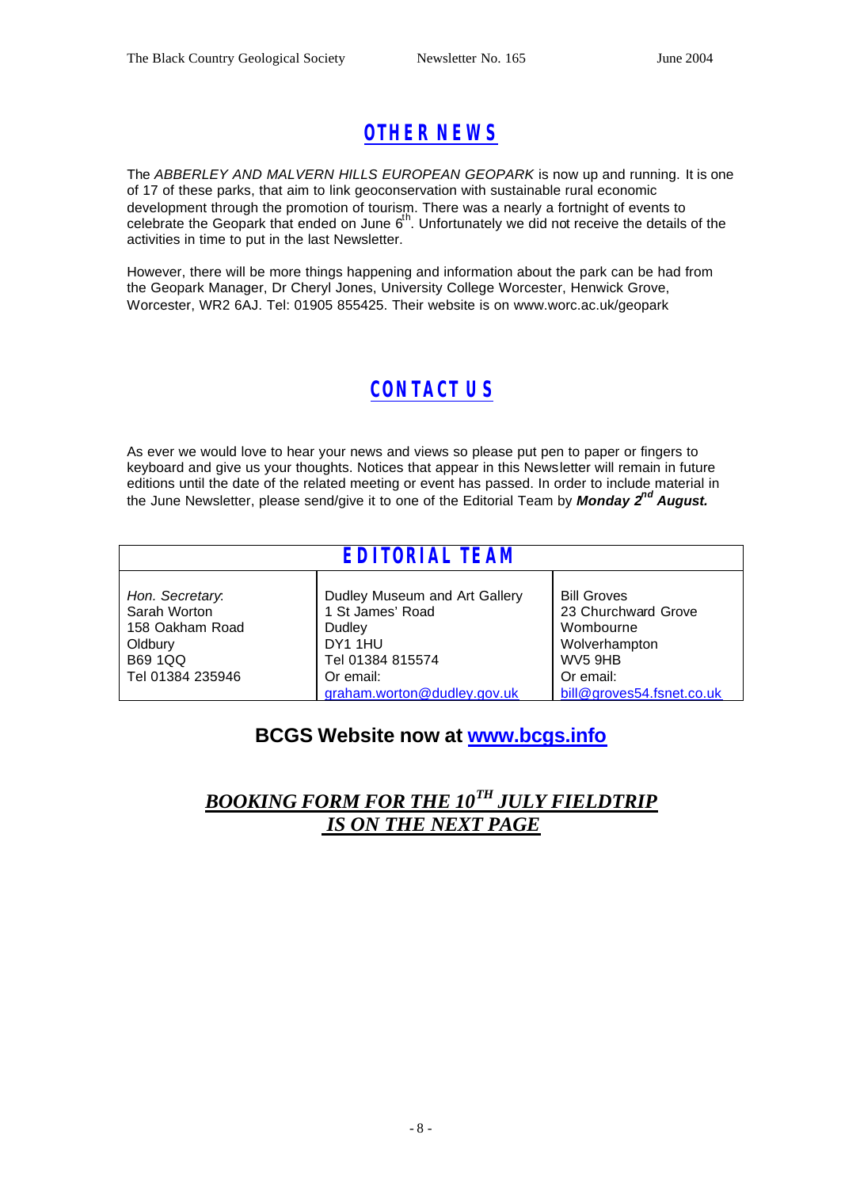## OTHER NEWS

The *ABBERLEY AND MALVERN HILLS EUROPEAN GEOPARK* is now up and running. It is one of 17 of these parks, that aim to link geoconservation with sustainable rural economic development through the promotion of tourism. There was a nearly a fortnight of events to celebrate the Geopark that ended on June 6th. Unfortunately we did not receive the details of the activities in time to put in the last Newsletter.

However, there will be more things happening and information about the park can be had from the Geopark Manager, Dr Cheryl Jones, University College Worcester, Henwick Grove, Worcester, WR2 6AJ. Tel: 01905 855425. Their website is on www.worc.ac.uk/geopark

## CONTACT US

As ever we would love to hear your news and views so please put pen to paper or fingers to keyboard and give us your thoughts. Notices that appear in this Newsletter will remain in future editions until the date of the related meeting or event has passed. In order to include material in the June Newsletter, please send/give it to one of the Editorial Team by ***Monday 2nd August.***

| EDITORIAL TEAM | | |
|---|---|---|
| *Hon. Secretary*:<br>Sarah Worton<br>158 Oakham Road<br>Oldbury<br>B69 1QQ<br>Tel 01384 235946 | Dudley Museum and Art Gallery<br>1 St James' Road<br>Dudley<br>DY1 1HU<br>Tel 01384 815574<br>Or email:<br>graham.worton@dudley.gov.uk | Bill Groves<br>23 Churchward Grove<br>Wombourne<br>Wolverhampton<br>WV5 9HB<br>Or email:<br>bill@groves54.fsnet.co.uk |

**BCGS Website now at www.bcgs.info**

***BOOKING FORM FOR THE 10TH JULY FIELDTRIP IS ON THE NEXT PAGE***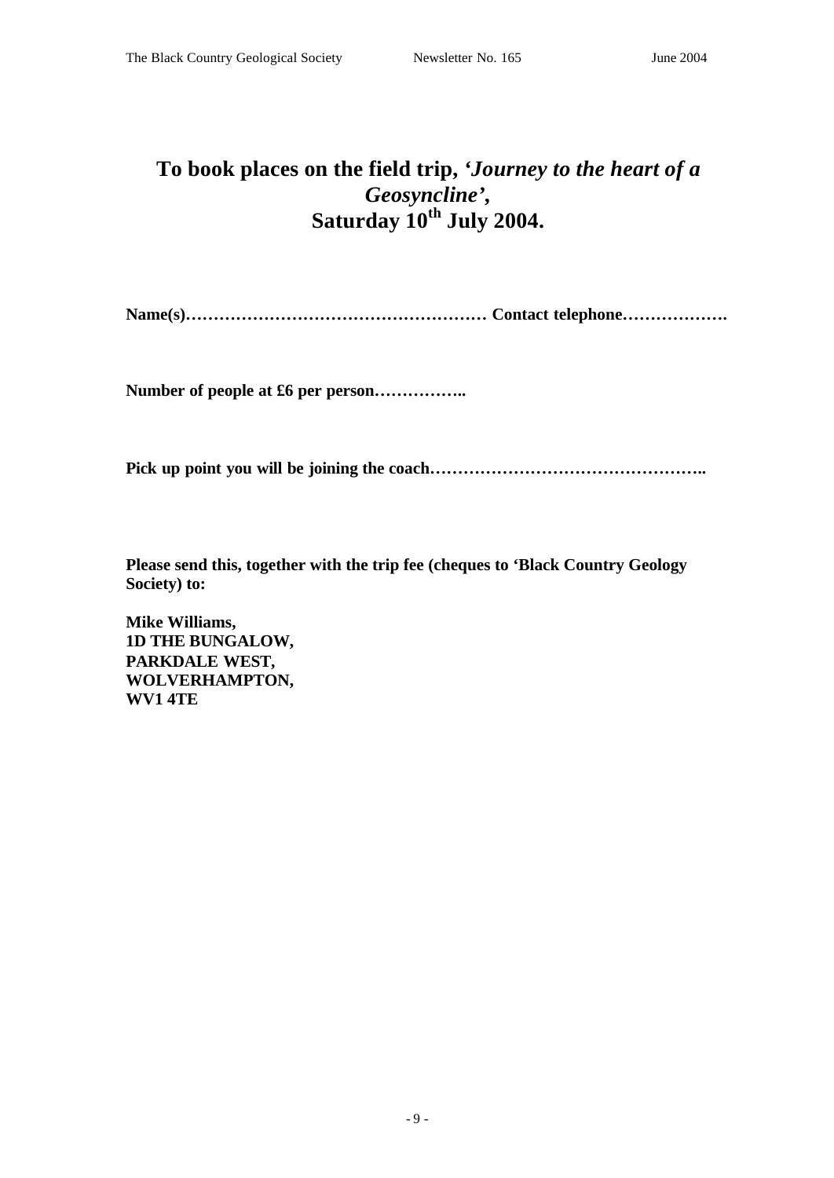# To book places on the field trip, *'Journey to the heart of a Geosyncline'*, Saturday 10th July 2004.

**Name(s)……………………………………………… Contact telephone……………….**

**Number of people at £6 per person……………..**

**Pick up point you will be joining the coach…………………………………………..**

**Please send this, together with the trip fee (cheques to 'Black Country Geology Society) to:**

**Mike Williams,**  
**1D THE BUNGALOW,**  
**PARKDALE WEST,**  
**WOLVERHAMPTON,**  
**WV1 4TE**